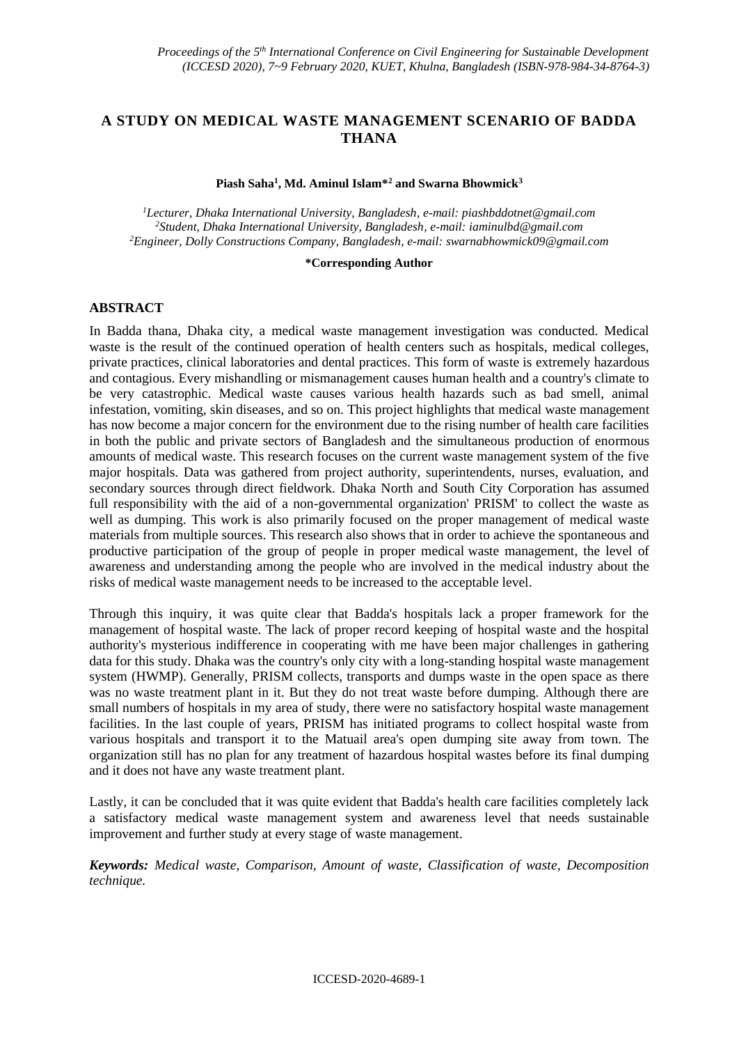# A STUDY ON MEDICAL WASTE MANAGEMENT SCENARIO OF BADDA THANA

**Piash Saha[1], Md. Aminul Islam*[2] and Swarna Bhowmick[3]**

*[1]Lecturer, Dhaka International University, Bangladesh, e-mail: piashbddotnet@gmail.com*
*[2]Student, Dhaka International University, Bangladesh, e-mail: iaminulbd@gmail.com*
*[2]Engineer, Dolly Constructions Company, Bangladesh, e-mail: swarnabhowmick09@gmail.com*

**\*Corresponding Author**

## ABSTRACT

In Badda thana, Dhaka city, a medical waste management investigation was conducted. Medical waste is the result of the continued operation of health centers such as hospitals, medical colleges, private practices, clinical laboratories and dental practices. This form of waste is extremely hazardous and contagious. Every mishandling or mismanagement causes human health and a country's climate to be very catastrophic. Medical waste causes various health hazards such as bad smell, animal infestation, vomiting, skin diseases, and so on. This project highlights that medical waste management has now become a major concern for the environment due to the rising number of health care facilities in both the public and private sectors of Bangladesh and the simultaneous production of enormous amounts of medical waste. This research focuses on the current waste management system of the five major hospitals. Data was gathered from project authority, superintendents, nurses, evaluation, and secondary sources through direct fieldwork. Dhaka North and South City Corporation has assumed full responsibility with the aid of a non-governmental organization' PRISM' to collect the waste as well as dumping. This work is also primarily focused on the proper management of medical waste materials from multiple sources. This research also shows that in order to achieve the spontaneous and productive participation of the group of people in proper medical waste management, the level of awareness and understanding among the people who are involved in the medical industry about the risks of medical waste management needs to be increased to the acceptable level.

Through this inquiry, it was quite clear that Badda's hospitals lack a proper framework for the management of hospital waste. The lack of proper record keeping of hospital waste and the hospital authority's mysterious indifference in cooperating with me have been major challenges in gathering data for this study. Dhaka was the country's only city with a long-standing hospital waste management system (HWMP). Generally, PRISM collects, transports and dumps waste in the open space as there was no waste treatment plant in it. But they do not treat waste before dumping. Although there are small numbers of hospitals in my area of study, there were no satisfactory hospital waste management facilities. In the last couple of years, PRISM has initiated programs to collect hospital waste from various hospitals and transport it to the Matuail area's open dumping site away from town. The organization still has no plan for any treatment of hazardous hospital wastes before its final dumping and it does not have any waste treatment plant.

Lastly, it can be concluded that it was quite evident that Badda's health care facilities completely lack a satisfactory medical waste management system and awareness level that needs sustainable improvement and further study at every stage of waste management.

***Keywords:*** *Medical waste, Comparison, Amount of waste, Classification of waste, Decomposition technique.*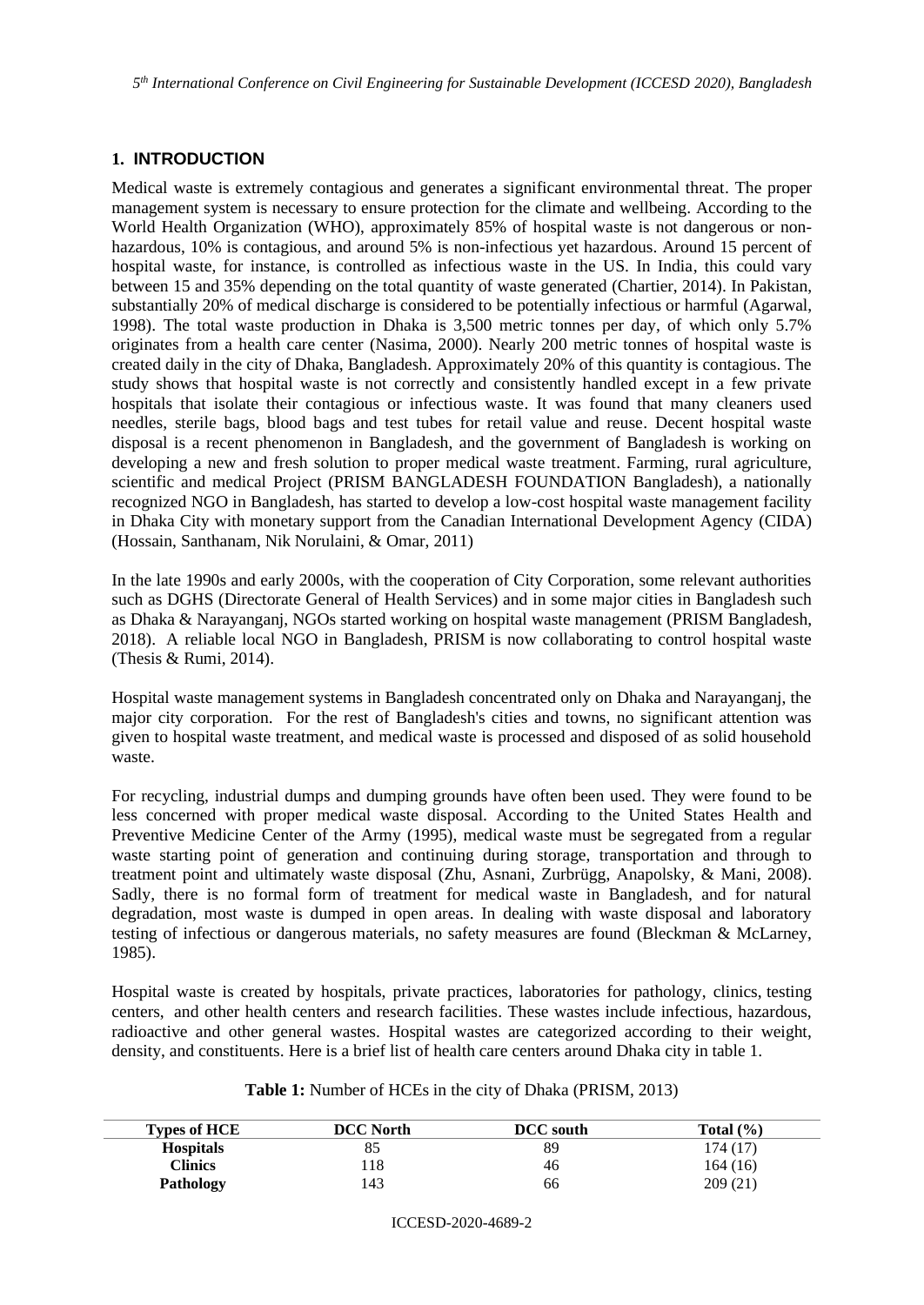## 1. INTRODUCTION

Medical waste is extremely contagious and generates a significant environmental threat. The proper management system is necessary to ensure protection for the climate and wellbeing. According to the World Health Organization (WHO), approximately 85% of hospital waste is not dangerous or non-hazardous, 10% is contagious, and around 5% is non-infectious yet hazardous. Around 15 percent of hospital waste, for instance, is controlled as infectious waste in the US. In India, this could vary between 15 and 35% depending on the total quantity of waste generated (Chartier, 2014). In Pakistan, substantially 20% of medical discharge is considered to be potentially infectious or harmful (Agarwal, 1998). The total waste production in Dhaka is 3,500 metric tonnes per day, of which only 5.7% originates from a health care center (Nasima, 2000). Nearly 200 metric tonnes of hospital waste is created daily in the city of Dhaka, Bangladesh. Approximately 20% of this quantity is contagious. The study shows that hospital waste is not correctly and consistently handled except in a few private hospitals that isolate their contagious or infectious waste. It was found that many cleaners used needles, sterile bags, blood bags and test tubes for retail value and reuse. Decent hospital waste disposal is a recent phenomenon in Bangladesh, and the government of Bangladesh is working on developing a new and fresh solution to proper medical waste treatment. Farming, rural agriculture, scientific and medical Project (PRISM BANGLADESH FOUNDATION Bangladesh), a nationally recognized NGO in Bangladesh, has started to develop a low-cost hospital waste management facility in Dhaka City with monetary support from the Canadian International Development Agency (CIDA) (Hossain, Santhanam, Nik Norulaini, & Omar, 2011)

In the late 1990s and early 2000s, with the cooperation of City Corporation, some relevant authorities such as DGHS (Directorate General of Health Services) and in some major cities in Bangladesh such as Dhaka & Narayanganj, NGOs started working on hospital waste management (PRISM Bangladesh, 2018). A reliable local NGO in Bangladesh, PRISM is now collaborating to control hospital waste (Thesis & Rumi, 2014).

Hospital waste management systems in Bangladesh concentrated only on Dhaka and Narayanganj, the major city corporation. For the rest of Bangladesh's cities and towns, no significant attention was given to hospital waste treatment, and medical waste is processed and disposed of as solid household waste.

For recycling, industrial dumps and dumping grounds have often been used. They were found to be less concerned with proper medical waste disposal. According to the United States Health and Preventive Medicine Center of the Army (1995), medical waste must be segregated from a regular waste starting point of generation and continuing during storage, transportation and through to treatment point and ultimately waste disposal (Zhu, Asnani, Zurbrügg, Anapolsky, & Mani, 2008). Sadly, there is no formal form of treatment for medical waste in Bangladesh, and for natural degradation, most waste is dumped in open areas. In dealing with waste disposal and laboratory testing of infectious or dangerous materials, no safety measures are found (Bleckman & McLarney, 1985).

Hospital waste is created by hospitals, private practices, laboratories for pathology, clinics, testing centers, and other health centers and research facilities. These wastes include infectious, hazardous, radioactive and other general wastes. Hospital wastes are categorized according to their weight, density, and constituents. Here is a brief list of health care centers around Dhaka city in table 1.

**Table 1:** Number of HCEs in the city of Dhaka (PRISM, 2013)

| Types of HCE | DCC North | DCC south | Total (%) |
|---|---|---|---|
| **Hospitals** | 85 | 89 | 174 (17) |
| **Clinics** | 118 | 46 | 164 (16) |
| **Pathology** | 143 | 66 | 209 (21) |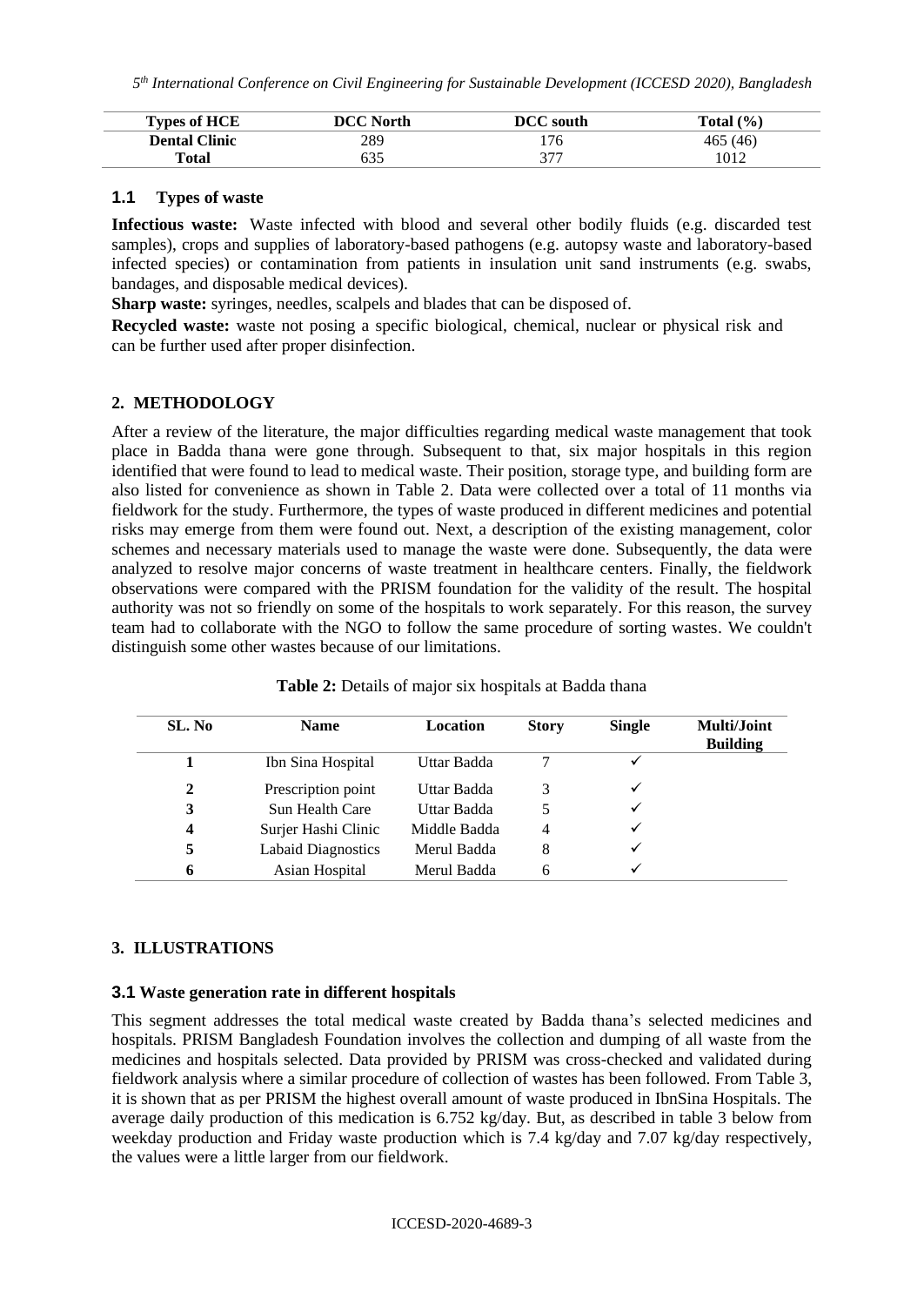| Types of HCE | DCC North | DCC south | Total (%) |
|---|---|---|---|
| Dental Clinic | 289 | 176 | 465 (46) |
| Total | 635 | 377 | 1012 |

### 1.1 Types of waste

**Infectious waste:** Waste infected with blood and several other bodily fluids (e.g. discarded test samples), crops and supplies of laboratory-based pathogens (e.g. autopsy waste and laboratory-based infected species) or contamination from patients in insulation unit sand instruments (e.g. swabs, bandages, and disposable medical devices).

**Sharp waste:** syringes, needles, scalpels and blades that can be disposed of.

**Recycled waste:** waste not posing a specific biological, chemical, nuclear or physical risk and can be further used after proper disinfection.

## 2. METHODOLOGY

After a review of the literature, the major difficulties regarding medical waste management that took place in Badda thana were gone through. Subsequent to that, six major hospitals in this region identified that were found to lead to medical waste. Their position, storage type, and building form are also listed for convenience as shown in Table 2. Data were collected over a total of 11 months via fieldwork for the study. Furthermore, the types of waste produced in different medicines and potential risks may emerge from them were found out. Next, a description of the existing management, color schemes and necessary materials used to manage the waste were done. Subsequently, the data were analyzed to resolve major concerns of waste treatment in healthcare centers. Finally, the fieldwork observations were compared with the PRISM foundation for the validity of the result. The hospital authority was not so friendly on some of the hospitals to work separately. For this reason, the survey team had to collaborate with the NGO to follow the same procedure of sorting wastes. We couldn't distinguish some other wastes because of our limitations.

**Table 2:** Details of major six hospitals at Badda thana

| SL. No | Name | Location | Story | Single | Multi/Joint Building |
|---|---|---|---|---|---|
| 1 | Ibn Sina Hospital | Uttar Badda | 7 | ✓ | |
| 2 | Prescription point | Uttar Badda | 3 | ✓ | |
| 3 | Sun Health Care | Uttar Badda | 5 | ✓ | |
| 4 | Surjer Hashi Clinic | Middle Badda | 4 | ✓ | |
| 5 | Labaid Diagnostics | Merul Badda | 8 | ✓ | |
| 6 | Asian Hospital | Merul Badda | 6 | ✓ | |

## 3. ILLUSTRATIONS

### 3.1 Waste generation rate in different hospitals

This segment addresses the total medical waste created by Badda thana's selected medicines and hospitals. PRISM Bangladesh Foundation involves the collection and dumping of all waste from the medicines and hospitals selected. Data provided by PRISM was cross-checked and validated during fieldwork analysis where a similar procedure of collection of wastes has been followed. From Table 3, it is shown that as per PRISM the highest overall amount of waste produced in IbnSina Hospitals. The average daily production of this medication is 6.752 kg/day. But, as described in table 3 below from weekday production and Friday waste production which is 7.4 kg/day and 7.07 kg/day respectively, the values were a little larger from our fieldwork.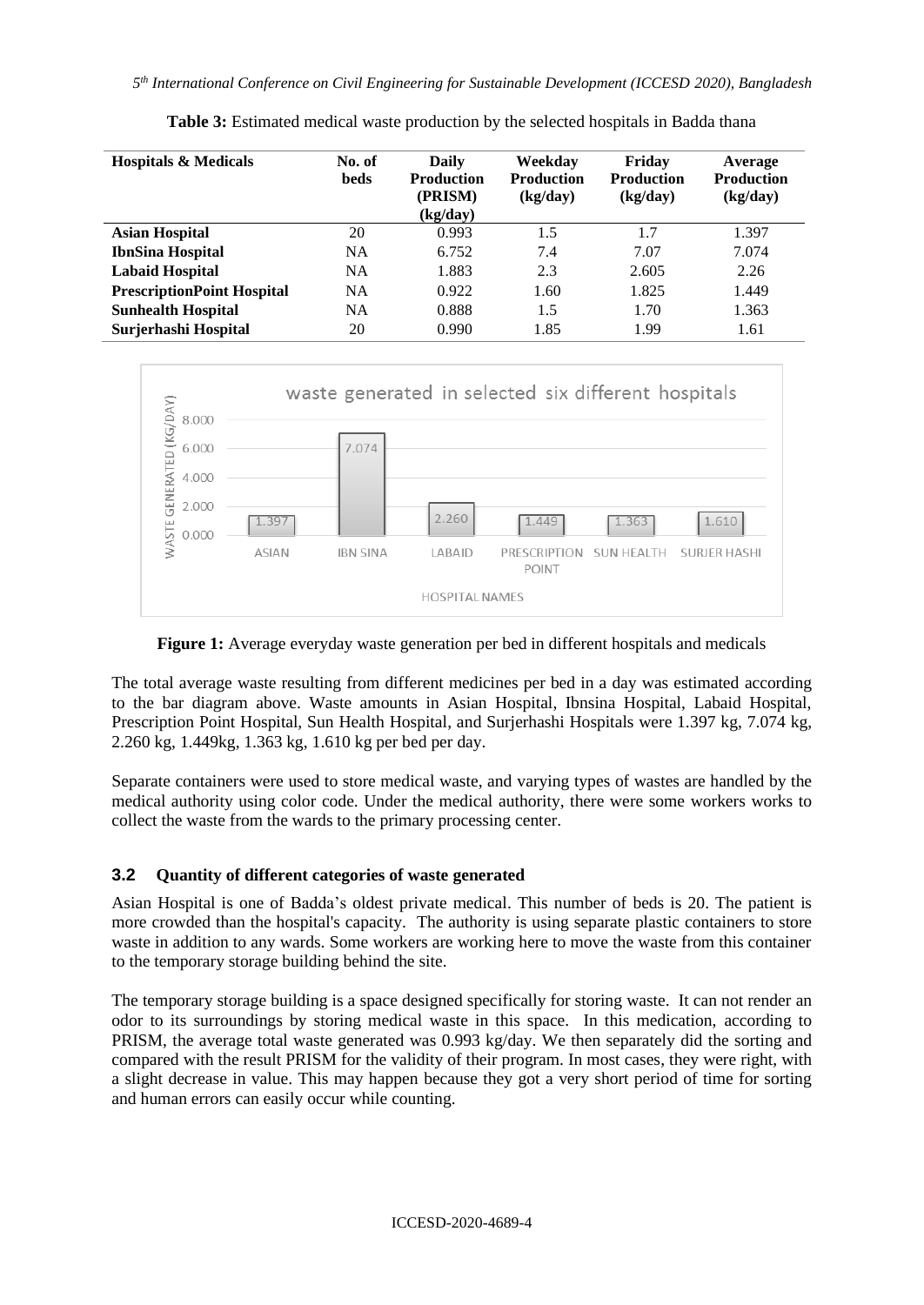**Table 3:** Estimated medical waste production by the selected hospitals in Badda thana

| Hospitals & Medicals | No. of beds | Daily Production (PRISM) (kg/day) | Weekday Production (kg/day) | Friday Production (kg/day) | Average Production (kg/day) |
|---|---|---|---|---|---|
| **Asian Hospital** | 20 | 0.993 | 1.5 | 1.7 | 1.397 |
| **IbnSina Hospital** | NA | 6.752 | 7.4 | 7.07 | 7.074 |
| **Labaid Hospital** | NA | 1.883 | 2.3 | 2.605 | 2.26 |
| **PrescriptionPoint Hospital** | NA | 0.922 | 1.60 | 1.825 | 1.449 |
| **Sunhealth Hospital** | NA | 0.888 | 1.5 | 1.70 | 1.363 |
| **Surjerhashi Hospital** | 20 | 0.990 | 1.85 | 1.99 | 1.61 |

**Figure 1:** Average everyday waste generation per bed in different hospitals and medicals

The total average waste resulting from different medicines per bed in a day was estimated according to the bar diagram above. Waste amounts in Asian Hospital, Ibnsina Hospital, Labaid Hospital, Prescription Point Hospital, Sun Health Hospital, and Surjerhashi Hospitals were 1.397 kg, 7.074 kg, 2.260 kg, 1.449kg, 1.363 kg, 1.610 kg per bed per day.

Separate containers were used to store medical waste, and varying types of wastes are handled by the medical authority using color code. Under the medical authority, there were some workers works to collect the waste from the wards to the primary processing center.

### 3.2 Quantity of different categories of waste generated

Asian Hospital is one of Badda's oldest private medical. This number of beds is 20. The patient is more crowded than the hospital's capacity. The authority is using separate plastic containers to store waste in addition to any wards. Some workers are working here to move the waste from this container to the temporary storage building behind the site.

The temporary storage building is a space designed specifically for storing waste. It can not render an odor to its surroundings by storing medical waste in this space. In this medication, according to PRISM, the average total waste generated was 0.993 kg/day. We then separately did the sorting and compared with the result PRISM for the validity of their program. In most cases, they were right, with a slight decrease in value. This may happen because they got a very short period of time for sorting and human errors can easily occur while counting.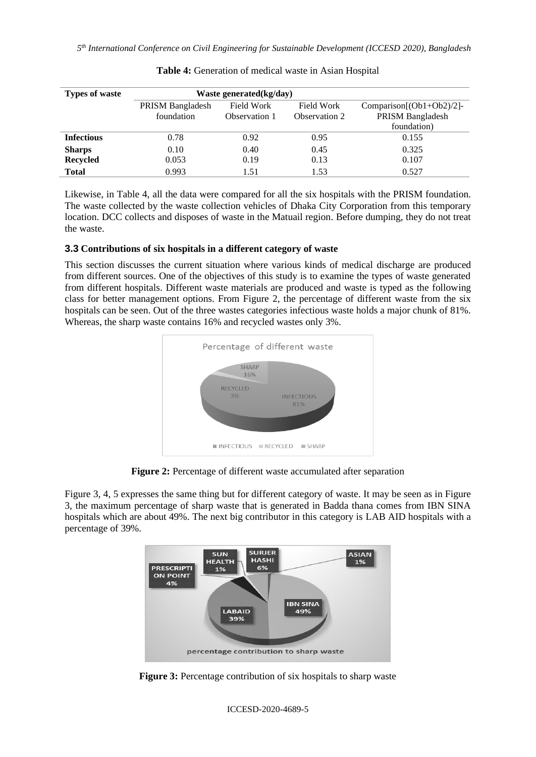**Table 4:** Generation of medical waste in Asian Hospital

| Types of waste | Waste generated(kg/day) | | | |
|---|---|---|---|---|
| | PRISM Bangladesh foundation | Field Work Observation 1 | Field Work Observation 2 | Comparison[(Ob1+Ob2)/2]-PRISM Bangladesh foundation) |
| **Infectious** | 0.78 | 0.92 | 0.95 | 0.155 |
| **Sharps** | 0.10 | 0.40 | 0.45 | 0.325 |
| **Recycled** | 0.053 | 0.19 | 0.13 | 0.107 |
| **Total** | 0.993 | 1.51 | 1.53 | 0.527 |

Likewise, in Table 4, all the data were compared for all the six hospitals with the PRISM foundation. The waste collected by the waste collection vehicles of Dhaka City Corporation from this temporary location. DCC collects and disposes of waste in the Matuail region. Before dumping, they do not treat the waste.

### 3.3 Contributions of six hospitals in a different category of waste

This section discusses the current situation where various kinds of medical discharge are produced from different sources. One of the objectives of this study is to examine the types of waste generated from different hospitals. Different waste materials are produced and waste is typed as the following class for better management options. From Figure 2, the percentage of different waste from the six hospitals can be seen. Out of the three wastes categories infectious waste holds a major chunk of 81%. Whereas, the sharp waste contains 16% and recycled wastes only 3%.

**Figure 2:** Percentage of different waste accumulated after separation

Figure 3, 4, 5 expresses the same thing but for different category of waste. It may be seen as in Figure 3, the maximum percentage of sharp waste that is generated in Badda thana comes from IBN SINA hospitals which are about 49%. The next big contributor in this category is LAB AID hospitals with a percentage of 39%.

**Figure 3:** Percentage contribution of six hospitals to sharp waste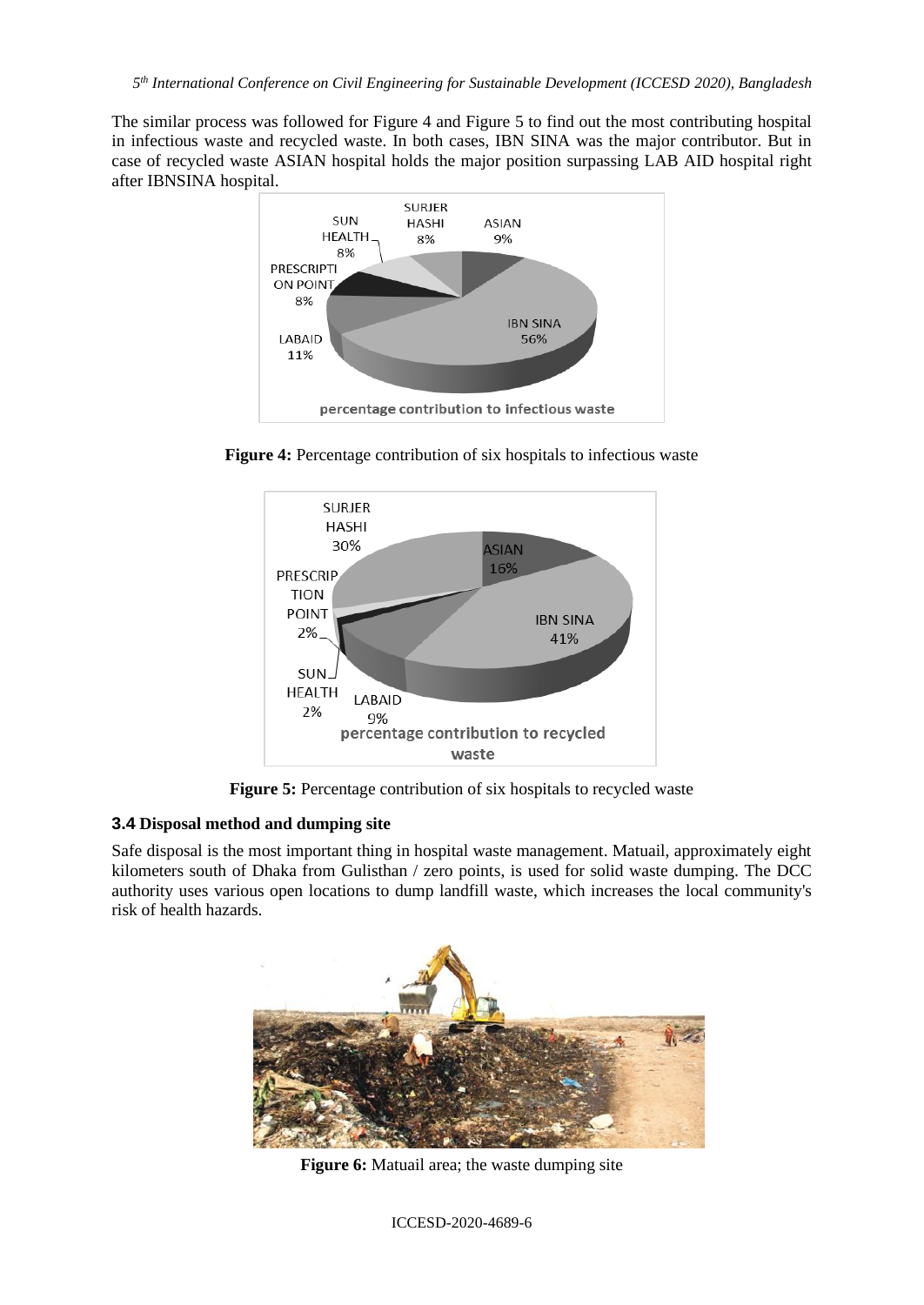The similar process was followed for Figure 4 and Figure 5 to find out the most contributing hospital in infectious waste and recycled waste. In both cases, IBN SINA was the major contributor. But in case of recycled waste ASIAN hospital holds the major position surpassing LAB AID hospital right after IBNSINA hospital.

**Figure 4:** Percentage contribution of six hospitals to infectious waste

**Figure 5:** Percentage contribution of six hospitals to recycled waste

### 3.4 Disposal method and dumping site

Safe disposal is the most important thing in hospital waste management. Matuail, approximately eight kilometers south of Dhaka from Gulisthan / zero points, is used for solid waste dumping. The DCC authority uses various open locations to dump landfill waste, which increases the local community's risk of health hazards.

**Figure 6:** Matuail area; the waste dumping site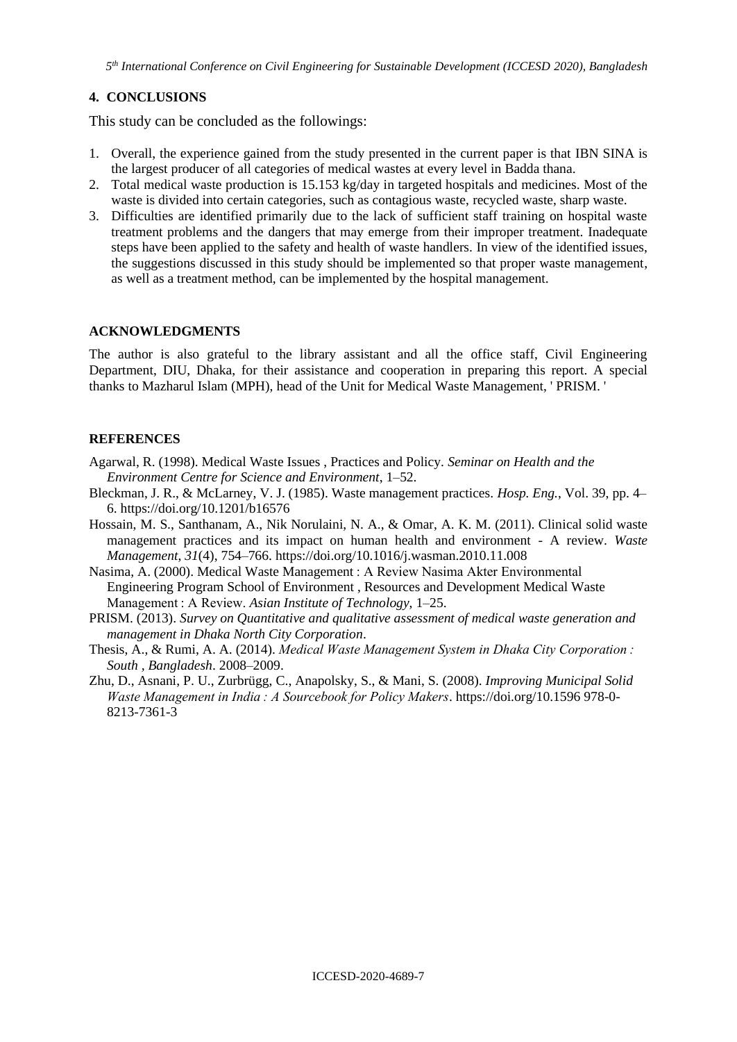## 4. CONCLUSIONS

This study can be concluded as the followings:

1. Overall, the experience gained from the study presented in the current paper is that IBN SINA is the largest producer of all categories of medical wastes at every level in Badda thana.
2. Total medical waste production is 15.153 kg/day in targeted hospitals and medicines. Most of the waste is divided into certain categories, such as contagious waste, recycled waste, sharp waste.
3. Difficulties are identified primarily due to the lack of sufficient staff training on hospital waste treatment problems and the dangers that may emerge from their improper treatment. Inadequate steps have been applied to the safety and health of waste handlers. In view of the identified issues, the suggestions discussed in this study should be implemented so that proper waste management, as well as a treatment method, can be implemented by the hospital management.

## ACKNOWLEDGMENTS

The author is also grateful to the library assistant and all the office staff, Civil Engineering Department, DIU, Dhaka, for their assistance and cooperation in preparing this report. A special thanks to Mazharul Islam (MPH), head of the Unit for Medical Waste Management, ' PRISM. '

## REFERENCES

Agarwal, R. (1998). Medical Waste Issues , Practices and Policy. *Seminar on Health and the Environment Centre for Science and Environment*, 1–52.

Bleckman, J. R., & McLarney, V. J. (1985). Waste management practices. *Hosp. Eng.*, Vol. 39, pp. 4–6. https://doi.org/10.1201/b16576

Hossain, M. S., Santhanam, A., Nik Norulaini, N. A., & Omar, A. K. M. (2011). Clinical solid waste management practices and its impact on human health and environment - A review. *Waste Management*, *31*(4), 754–766. https://doi.org/10.1016/j.wasman.2010.11.008

Nasima, A. (2000). Medical Waste Management : A Review Nasima Akter Environmental Engineering Program School of Environment , Resources and Development Medical Waste Management : A Review. *Asian Institute of Technology*, 1–25.

PRISM. (2013). *Survey on Quantitative and qualitative assessment of medical waste generation and management in Dhaka North City Corporation*.

Thesis, A., & Rumi, A. A. (2014). *Medical Waste Management System in Dhaka City Corporation : South , Bangladesh*. 2008–2009.

Zhu, D., Asnani, P. U., Zurbrügg, C., Anapolsky, S., & Mani, S. (2008). *Improving Municipal Solid Waste Management in India : A Sourcebook for Policy Makers*. https://doi.org/10.1596 978-0-8213-7361-3